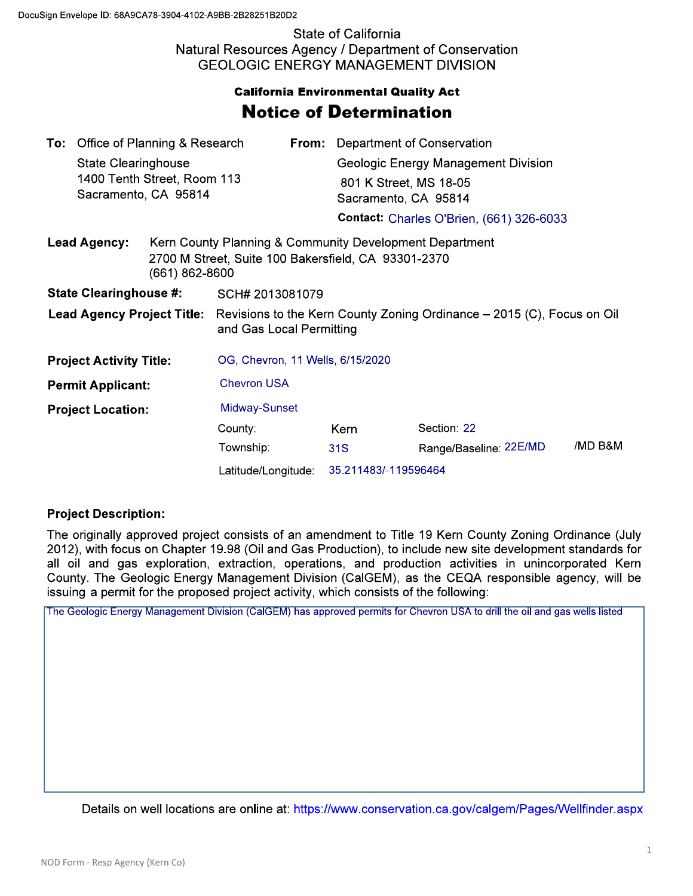DocuSign Envelope ID: 68A9CA78-3904-4102-A9BB-2B28251B20D2

State of California
Natural Resources Agency / Department of Conservation
GEOLOGIC ENERGY MANAGEMENT DIVISION

**California Environmental Quality Act**

# Notice of Determination

| | | | |
|---|---|---|---|
| **To:** | Office of Planning & Research<br>State Clearinghouse<br>1400 Tenth Street, Room 113<br>Sacramento, CA 95814 | **From:** | Department of Conservation<br>Geologic Energy Management Division<br>801 K Street, MS 18-05<br>Sacramento, CA 95814 |
| | | **Contact:** | Charles O'Brien, (661) 326-6033 |

**Lead Agency:** Kern County Planning & Community Development Department
2700 M Street, Suite 100 Bakersfield, CA 93301-2370
(661) 862-8600

**State Clearinghouse #:** SCH# 2013081079

**Lead Agency Project Title:** Revisions to the Kern County Zoning Ordinance – 2015 (C), Focus on Oil and Gas Local Permitting

**Project Activity Title:** OG, Chevron, 11 Wells, 6/15/2020

**Permit Applicant:** Chevron USA

**Project Location:** Midway-Sunset

| | | | | |
|---|---|---|---|---|
| County: | Kern | Section: 22 | | |
| Township: | 31S | Range/Baseline: 22E/MD | /MD B&M | |
| Latitude/Longitude: | 35.211483/-119596464 | | | |

**Project Description:**

The originally approved project consists of an amendment to Title 19 Kern County Zoning Ordinance (July 2012), with focus on Chapter 19.98 (Oil and Gas Production), to include new site development standards for all oil and gas exploration, extraction, operations, and production activities in unincorporated Kern County. The Geologic Energy Management Division (CalGEM), as the CEQA responsible agency, will be issuing a permit for the proposed project activity, which consists of the following:

The Geologic Energy Management Division (CalGEM) has approved permits for Chevron USA to drill the oil and gas wells listed

Details on well locations are online at: https://www.conservation.ca.gov/calgem/Pages/Wellfinder.aspx

NOD Form - Resp Agency (Kern Co)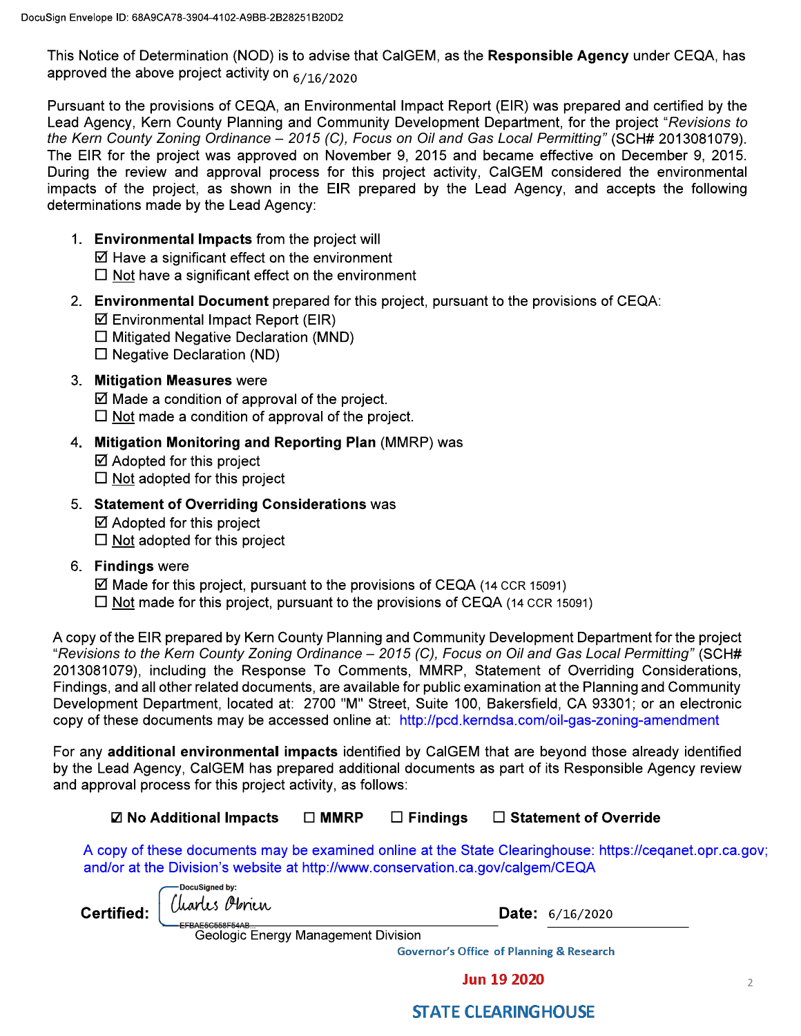This Notice of Determination (NOD) is to advise that CalGEM, as the **Responsible Agency** under CEQA, has approved the above project activity on 6/16/2020

Pursuant to the provisions of CEQA, an Environmental Impact Report (EIR) was prepared and certified by the Lead Agency, Kern County Planning and Community Development Department, for the project *"Revisions to the Kern County Zoning Ordinance – 2015 (C), Focus on Oil and Gas Local Permitting"* (SCH# 2013081079). The EIR for the project was approved on November 9, 2015 and became effective on December 9, 2015. During the review and approval process for this project activity, CalGEM considered the environmental impacts of the project, as shown in the EIR prepared by the Lead Agency, and accepts the following determinations made by the Lead Agency:

1. **Environmental Impacts** from the project will
   ☑ Have a significant effect on the environment
   ☐ Not have a significant effect on the environment
2. **Environmental Document** prepared for this project, pursuant to the provisions of CEQA:
   ☑ Environmental Impact Report (EIR)
   ☐ Mitigated Negative Declaration (MND)
   ☐ Negative Declaration (ND)
3. **Mitigation Measures** were
   ☑ Made a condition of approval of the project.
   ☐ Not made a condition of approval of the project.
4. **Mitigation Monitoring and Reporting Plan** (MMRP) was
   ☑ Adopted for this project
   ☐ Not adopted for this project
5. **Statement of Overriding Considerations** was
   ☑ Adopted for this project
   ☐ Not adopted for this project
6. **Findings** were
   ☑ Made for this project, pursuant to the provisions of CEQA (14 CCR 15091)
   ☐ Not made for this project, pursuant to the provisions of CEQA (14 CCR 15091)

A copy of the EIR prepared by Kern County Planning and Community Development Department for the project *"Revisions to the Kern County Zoning Ordinance – 2015 (C), Focus on Oil and Gas Local Permitting"* (SCH# 2013081079), including the Response To Comments, MMRP, Statement of Overriding Considerations, Findings, and all other related documents, are available for public examination at the Planning and Community Development Department, located at: 2700 "M" Street, Suite 100, Bakersfield, CA 93301; or an electronic copy of these documents may be accessed online at: http://pcd.kerndsa.com/oil-gas-zoning-amendment

For any **additional environmental impacts** identified by CalGEM that are beyond those already identified by the Lead Agency, CalGEM has prepared additional documents as part of its Responsible Agency review and approval process for this project activity, as follows:

**☑ No Additional Impacts** **☐ MMRP** **☐ Findings** **☐ Statement of Override**

A copy of these documents may be examined online at the State Clearinghouse: https://ceqanet.opr.ca.gov; and/or at the Division's website at http://www.conservation.ca.gov/calgem/CEQA

**Certified:** DocuSigned by: Charles Obrien
EFBAE5C558F54AB...
Geologic Energy Management Division

**Date:** 6/16/2020

Governor's Office of Planning & Research

Jun 19 2020

STATE CLEARINGHOUSE